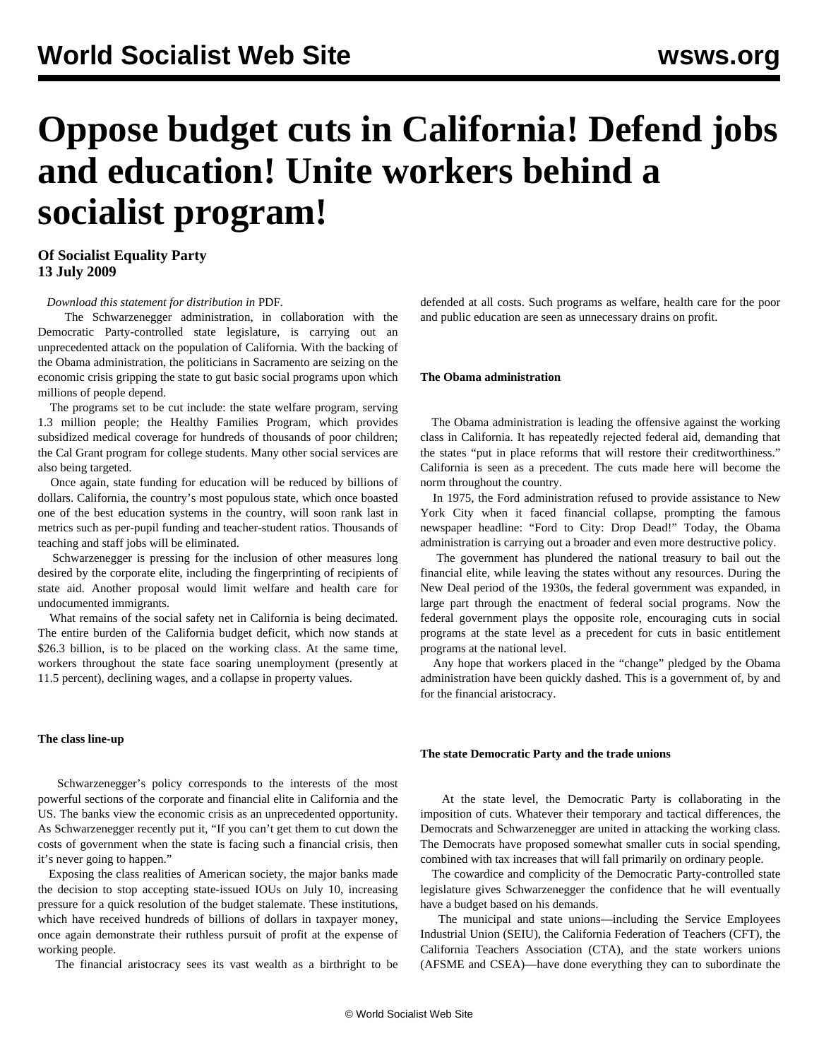# Oppose budget cuts in California! Defend jobs and education! Unite workers behind a socialist program!

**Of Socialist Equality Party**
**13 July 2009**

*Download this statement for distribution in* PDF.

The Schwarzenegger administration, in collaboration with the Democratic Party-controlled state legislature, is carrying out an unprecedented attack on the population of California. With the backing of the Obama administration, the politicians in Sacramento are seizing on the economic crisis gripping the state to gut basic social programs upon which millions of people depend.

The programs set to be cut include: the state welfare program, serving 1.3 million people; the Healthy Families Program, which provides subsidized medical coverage for hundreds of thousands of poor children; the Cal Grant program for college students. Many other social services are also being targeted.

Once again, state funding for education will be reduced by billions of dollars. California, the country's most populous state, which once boasted one of the best education systems in the country, will soon rank last in metrics such as per-pupil funding and teacher-student ratios. Thousands of teaching and staff jobs will be eliminated.

Schwarzenegger is pressing for the inclusion of other measures long desired by the corporate elite, including the fingerprinting of recipients of state aid. Another proposal would limit welfare and health care for undocumented immigrants.

What remains of the social safety net in California is being decimated. The entire burden of the California budget deficit, which now stands at $26.3 billion, is to be placed on the working class. At the same time, workers throughout the state face soaring unemployment (presently at 11.5 percent), declining wages, and a collapse in property values.

#### The class line-up

Schwarzenegger's policy corresponds to the interests of the most powerful sections of the corporate and financial elite in California and the US. The banks view the economic crisis as an unprecedented opportunity. As Schwarzenegger recently put it, "If you can't get them to cut down the costs of government when the state is facing such a financial crisis, then it's never going to happen."

Exposing the class realities of American society, the major banks made the decision to stop accepting state-issued IOUs on July 10, increasing pressure for a quick resolution of the budget stalemate. These institutions, which have received hundreds of billions of dollars in taxpayer money, once again demonstrate their ruthless pursuit of profit at the expense of working people.

The financial aristocracy sees its vast wealth as a birthright to be defended at all costs. Such programs as welfare, health care for the poor and public education are seen as unnecessary drains on profit.

#### The Obama administration

The Obama administration is leading the offensive against the working class in California. It has repeatedly rejected federal aid, demanding that the states "put in place reforms that will restore their creditworthiness." California is seen as a precedent. The cuts made here will become the norm throughout the country.

In 1975, the Ford administration refused to provide assistance to New York City when it faced financial collapse, prompting the famous newspaper headline: "Ford to City: Drop Dead!" Today, the Obama administration is carrying out a broader and even more destructive policy.

The government has plundered the national treasury to bail out the financial elite, while leaving the states without any resources. During the New Deal period of the 1930s, the federal government was expanded, in large part through the enactment of federal social programs. Now the federal government plays the opposite role, encouraging cuts in social programs at the state level as a precedent for cuts in basic entitlement programs at the national level.

Any hope that workers placed in the "change" pledged by the Obama administration have been quickly dashed. This is a government of, by and for the financial aristocracy.

#### The state Democratic Party and the trade unions

At the state level, the Democratic Party is collaborating in the imposition of cuts. Whatever their temporary and tactical differences, the Democrats and Schwarzenegger are united in attacking the working class. The Democrats have proposed somewhat smaller cuts in social spending, combined with tax increases that will fall primarily on ordinary people.

The cowardice and complicity of the Democratic Party-controlled state legislature gives Schwarzenegger the confidence that he will eventually have a budget based on his demands.

The municipal and state unions—including the Service Employees Industrial Union (SEIU), the California Federation of Teachers (CFT), the California Teachers Association (CTA), and the state workers unions (AFSME and CSEA)—have done everything they can to subordinate the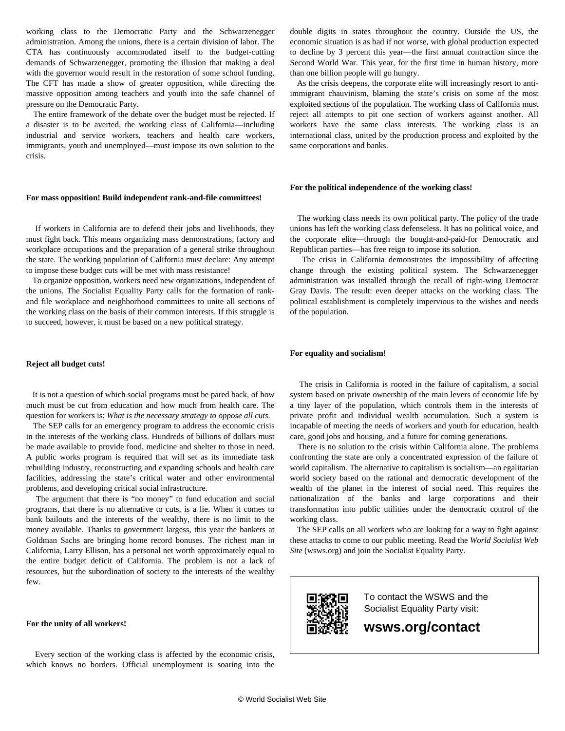working class to the Democratic Party and the Schwarzenegger administration. Among the unions, there is a certain division of labor. The CTA has continuously accommodated itself to the budget-cutting demands of Schwarzenegger, promoting the illusion that making a deal with the governor would result in the restoration of some school funding. The CFT has made a show of greater opposition, while directing the massive opposition among teachers and youth into the safe channel of pressure on the Democratic Party.

The entire framework of the debate over the budget must be rejected. If a disaster is to be averted, the working class of California—including industrial and service workers, teachers and health care workers, immigrants, youth and unemployed—must impose its own solution to the crisis.

**For mass opposition! Build independent rank-and-file committees!**

If workers in California are to defend their jobs and livelihoods, they must fight back. This means organizing mass demonstrations, factory and workplace occupations and the preparation of a general strike throughout the state. The working population of California must declare: Any attempt to impose these budget cuts will be met with mass resistance!

To organize opposition, workers need new organizations, independent of the unions. The Socialist Equality Party calls for the formation of rank-and file workplace and neighborhood committees to unite all sections of the working class on the basis of their common interests. If this struggle is to succeed, however, it must be based on a new political strategy.

**Reject all budget cuts!**

It is not a question of which social programs must be pared back, of how much must be cut from education and how much from health care. The question for workers is: *What is the necessary strategy to oppose all cuts.*

The SEP calls for an emergency program to address the economic crisis in the interests of the working class. Hundreds of billions of dollars must be made available to provide food, medicine and shelter to those in need. A public works program is required that will set as its immediate task rebuilding industry, reconstructing and expanding schools and health care facilities, addressing the state's critical water and other environmental problems, and developing critical social infrastructure.

The argument that there is "no money" to fund education and social programs, that there is no alternative to cuts, is a lie. When it comes to bank bailouts and the interests of the wealthy, there is no limit to the money available. Thanks to government largess, this year the bankers at Goldman Sachs are bringing home record bonuses. The richest man in California, Larry Ellison, has a personal net worth approximately equal to the entire budget deficit of California. The problem is not a lack of resources, but the subordination of society to the interests of the wealthy few.

**For the unity of all workers!**

Every section of the working class is affected by the economic crisis, which knows no borders. Official unemployment is soaring into the double digits in states throughout the country. Outside the US, the economic situation is as bad if not worse, with global production expected to decline by 3 percent this year—the first annual contraction since the Second World War. This year, for the first time in human history, more than one billion people will go hungry.

As the crisis deepens, the corporate elite will increasingly resort to anti-immigrant chauvinism, blaming the state's crisis on some of the most exploited sections of the population. The working class of California must reject all attempts to pit one section of workers against another. All workers have the same class interests. The working class is an international class, united by the production process and exploited by the same corporations and banks.

**For the political independence of the working class!**

The working class needs its own political party. The policy of the trade unions has left the working class defenseless. It has no political voice, and the corporate elite—through the bought-and-paid-for Democratic and Republican parties—has free reign to impose its solution.

The crisis in California demonstrates the impossibility of affecting change through the existing political system. The Schwarzenegger administration was installed through the recall of right-wing Democrat Gray Davis. The result: even deeper attacks on the working class. The political establishment is completely impervious to the wishes and needs of the population.

**For equality and socialism!**

The crisis in California is rooted in the failure of capitalism, a social system based on private ownership of the main levers of economic life by a tiny layer of the population, which controls them in the interests of private profit and individual wealth accumulation. Such a system is incapable of meeting the needs of workers and youth for education, health care, good jobs and housing, and a future for coming generations.

There is no solution to the crisis within California alone. The problems confronting the state are only a concentrated expression of the failure of world capitalism. The alternative to capitalism is socialism—an egalitarian world society based on the rational and democratic development of the wealth of the planet in the interest of social need. This requires the nationalization of the banks and large corporations and their transformation into public utilities under the democratic control of the working class.

The SEP calls on all workers who are looking for a way to fight against these attacks to come to our public meeting. Read the *World Socialist Web Site* (wsws.org) and join the Socialist Equality Party.

To contact the WSWS and the Socialist Equality Party visit:

**wsws.org/contact**

© World Socialist Web Site